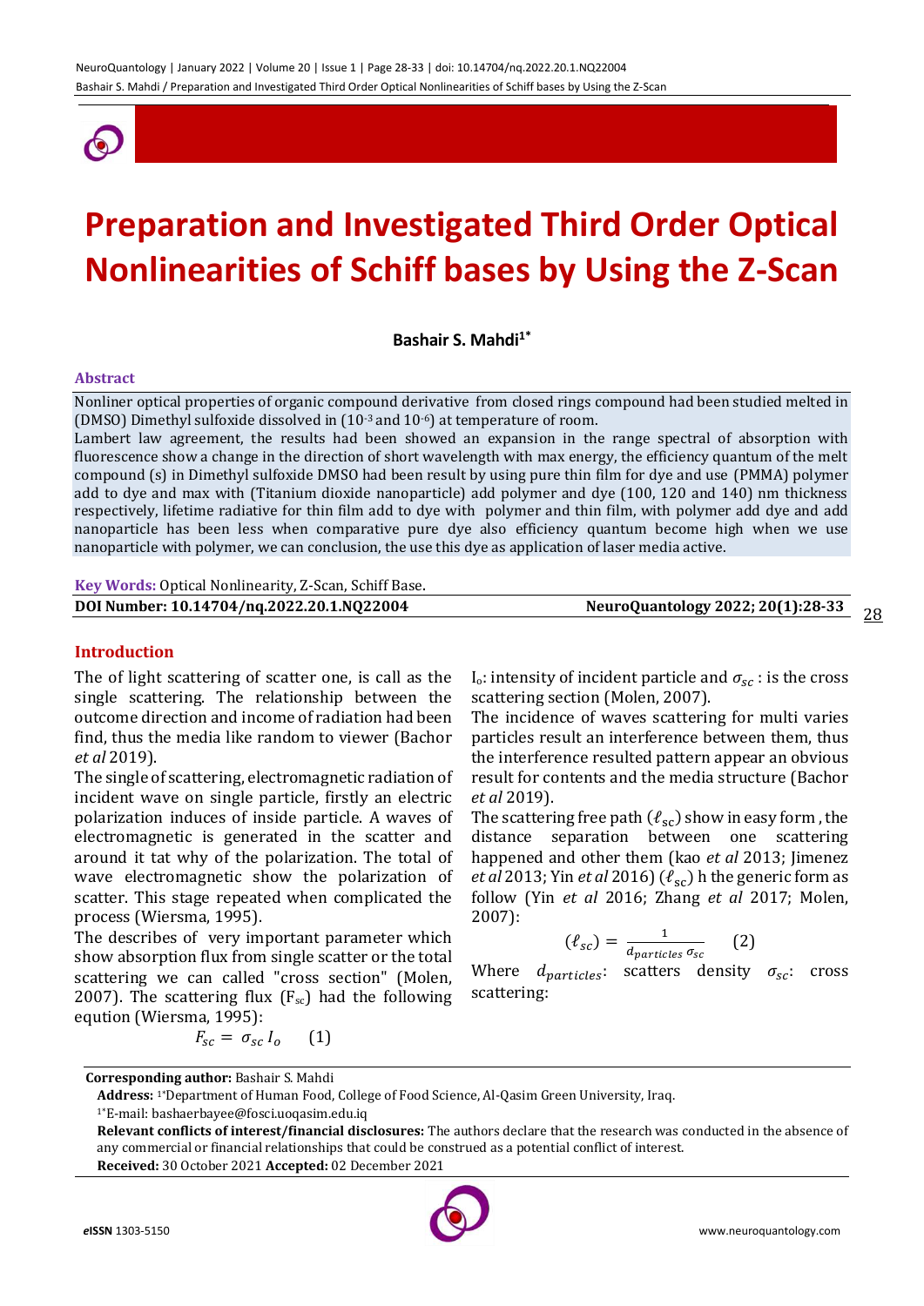# Preparation and Investigated Third Order Optical Nonlinearities of Schiff bases by Using the Z-Scan

**Bashair S. Mahdi[1*]**

### Abstract

Nonliner optical properties of organic compound derivative from closed rings compound had been studied melted in (DMSO) Dimethyl sulfoxide dissolved in ($10^{-3}$ and $10^{-6}$) at temperature of room.

Lambert law agreement, the results had been showed an expansion in the range spectral of absorption with fluorescence show a change in the direction of short wavelength with max energy, the efficiency quantum of the melt compound (s) in Dimethyl sulfoxide DMSO had been result by using pure thin film for dye and use (PMMA) polymer add to dye and max with (Titanium dioxide nanoparticle) add polymer and dye (100, 120 and 140) nm thickness respectively, lifetime radiative for thin film add to dye with polymer and thin film, with polymer add dye and add nanoparticle has been less when comparative pure dye also efficiency quantum become high when we use nanoparticle with polymer, we can conclusion, the use this dye as application of laser media active.

**Key Words:** Optical Nonlinearity, Z-Scan, Schiff Base.

**DOI Number: 10.14704/nq.2022.20.1.NQ22004**

### Introduction

The of light scattering of scatter one, is call as the single scattering. The relationship between the outcome direction and income of radiation had been find, thus the media like random to viewer (Bachor *et al* 2019).

The single of scattering, electromagnetic radiation of incident wave on single particle, firstly an electric polarization induces of inside particle. A waves of electromagnetic is generated in the scatter and around it tat why of the polarization. The total of wave electromagnetic show the polarization of scatter. This stage repeated when complicated the process (Wiersma, 1995).

The describes of very important parameter which show absorption flux from single scatter or the total scattering we can called "cross section" (Molen, 2007). The scattering flux ($F_{sc}$) had the following eqution (Wiersma, 1995):

$$F_{sc} = \sigma_{sc} I_o \qquad (1)$$

$I_o$: intensity of incident particle and $\sigma_{sc}$ : is the cross scattering section (Molen, 2007).

The incidence of waves scattering for multi varies particles result an interference between them, thus the interference resulted pattern appear an obvious result for contents and the media structure (Bachor *et al* 2019).

The scattering free path ($\ell_{sc}$) show in easy form , the distance separation between one scattering happened and other them (kao *et al* 2013; Jimenez *et al* 2013; Yin *et al* 2016) ($\ell_{sc}$) h the generic form as follow (Yin *et al* 2016; Zhang *et al* 2017; Molen, 2007):

$$(\ell_{sc}) = \frac{1}{d_{particles}\, \sigma_{sc}} \qquad (2)$$

Where $d_{particles}$: scatters density $\sigma_{sc}$: cross scattering:

**Corresponding author:** Bashair S. Mahdi

**Address:** [1*]Department of Human Food, College of Food Science, Al-Qasim Green University, Iraq.

[1*]E-mail: bashaerbayee@fosci.uoqasim.edu.iq

**Relevant conflicts of interest/financial disclosures:** The authors declare that the research was conducted in the absence of any commercial or financial relationships that could be construed as a potential conflict of interest.

**Received:** 30 October 2021 **Accepted:** 02 December 2021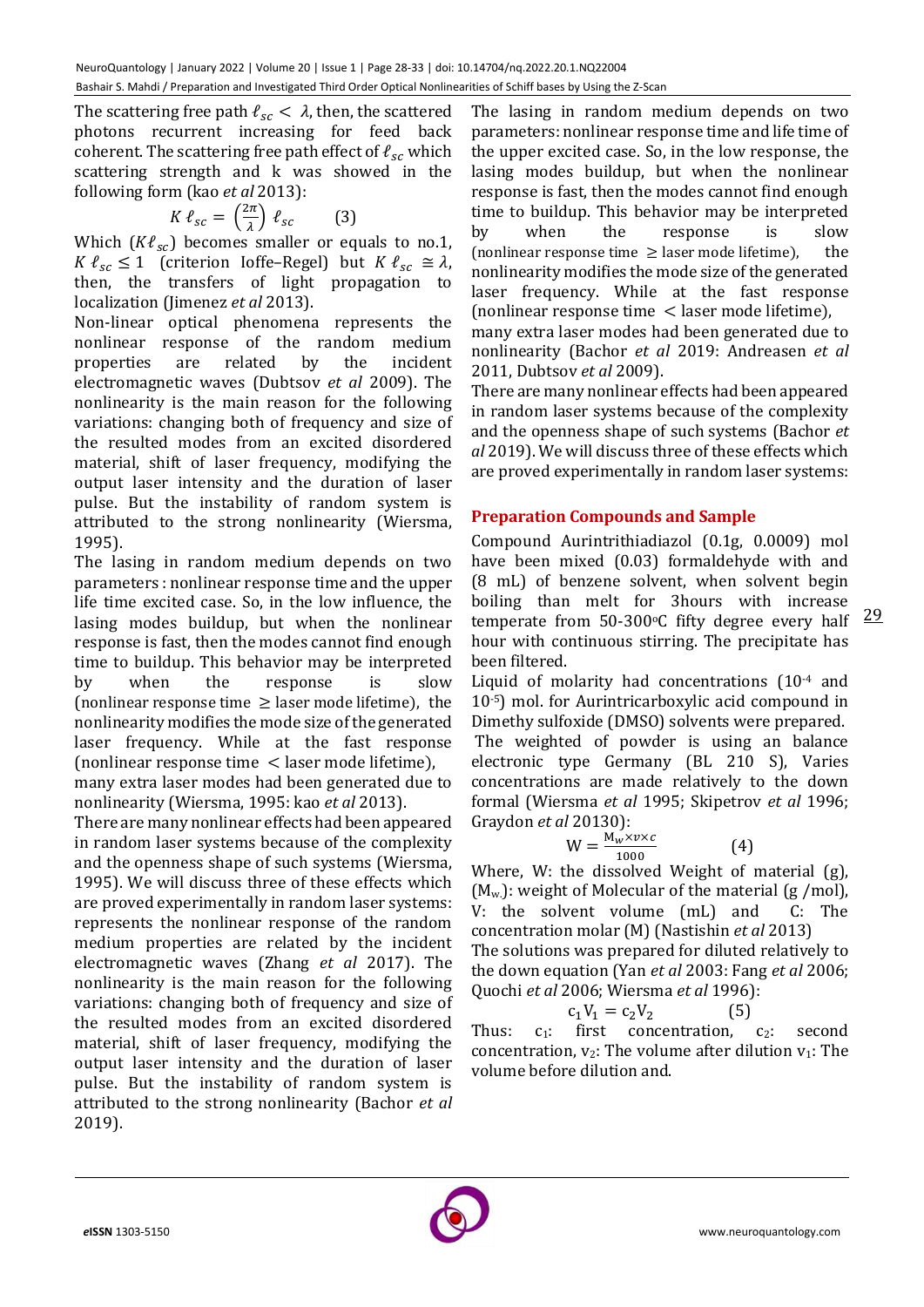The scattering free path $\ell_{sc} < \lambda$, then, the scattered photons recurrent increasing for feed back coherent. The scattering free path effect of $\ell_{sc}$ which scattering strength and k was showed in the following form (kao *et al* 2013):

$$K\,\ell_{sc} = \left(\frac{2\pi}{\lambda}\right)\ell_{sc} \qquad (3)$$

Which $(K\ell_{sc})$ becomes smaller or equals to no.1, $K\,\ell_{sc} \leq 1$ (criterion Ioffe–Regel) but $K\,\ell_{sc} \cong \lambda$, then, the transfers of light propagation to localization (Jimenez *et al* 2013).

Non-linear optical phenomena represents the nonlinear response of the random medium properties are related by the incident electromagnetic waves (Dubtsov *et al* 2009). The nonlinearity is the main reason for the following variations: changing both of frequency and size of the resulted modes from an excited disordered material, shift of laser frequency, modifying the output laser intensity and the duration of laser pulse. But the instability of random system is attributed to the strong nonlinearity (Wiersma, 1995).

The lasing in random medium depends on two parameters : nonlinear response time and the upper life time excited case. So, in the low influence, the lasing modes buildup, but when the nonlinear response is fast, then the modes cannot find enough time to buildup. This behavior may be interpreted by when the response is slow (nonlinear response time $\geq$ laser mode lifetime), the nonlinearity modifies the mode size of the generated laser frequency. While at the fast response (nonlinear response time $<$ laser mode lifetime), many extra laser modes had been generated due to nonlinearity (Wiersma, 1995: kao *et al* 2013).

There are many nonlinear effects had been appeared in random laser systems because of the complexity and the openness shape of such systems (Wiersma, 1995). We will discuss three of these effects which are proved experimentally in random laser systems: represents the nonlinear response of the random medium properties are related by the incident electromagnetic waves (Zhang *et al* 2017). The nonlinearity is the main reason for the following variations: changing both of frequency and size of the resulted modes from an excited disordered material, shift of laser frequency, modifying the output laser intensity and the duration of laser pulse. But the instability of random system is attributed to the strong nonlinearity (Bachor *et al* 2019).

The lasing in random medium depends on two parameters: nonlinear response time and life time of the upper excited case. So, in the low response, the lasing modes buildup, but when the nonlinear response is fast, then the modes cannot find enough time to buildup. This behavior may be interpreted by when the response is slow (nonlinear response time $\geq$ laser mode lifetime), the nonlinearity modifies the mode size of the generated laser frequency. While at the fast response (nonlinear response time $<$ laser mode lifetime), many extra laser modes had been generated due to nonlinearity (Bachor *et al* 2019: Andreasen *et al* 2011, Dubtsov *et al* 2009).

There are many nonlinear effects had been appeared in random laser systems because of the complexity and the openness shape of such systems (Bachor *et al* 2019). We will discuss three of these effects which are proved experimentally in random laser systems:

## Preparation Compounds and Sample

Compound Aurintrithiadiazol (0.1g, 0.0009) mol have been mixed (0.03) formaldehyde with and (8 mL) of benzene solvent, when solvent begin boiling than melt for 3hours with increase temperate from 50-300°C fifty degree every half hour with continuous stirring. The precipitate has been filtered.

Liquid of molarity had concentrations ($10^{-4}$ and $10^{-5}$) mol. for Aurintricarboxylic acid compound in Dimethy sulfoxide (DMSO) solvents were prepared. The weighted of powder is using an balance electronic type Germany (BL 210 S), Varies concentrations are made relatively to the down formal (Wiersma *et al* 1995; Skipetrov *et al* 1996; Graydon *et al* 20130):

$$\mathrm{W} = \frac{M_w \times v \times c}{1000} \qquad (4)$$

Where, W: the dissolved Weight of material (g), ($M_w$): weight of Molecular of the material (g /mol), V: the solvent volume (mL) and C: The concentration molar (M) (Nastishin *et al* 2013)

The solutions was prepared for diluted relatively to the down equation (Yan *et al* 2003: Fang *et al* 2006; Quochi *et al* 2006; Wiersma *et al* 1996):

$$c_1 V_1 = c_2 V_2 \qquad (5)$$

Thus: $c_1$: first concentration, $c_2$: second concentration, $v_2$: The volume after dilution $v_1$: The volume before dilution and.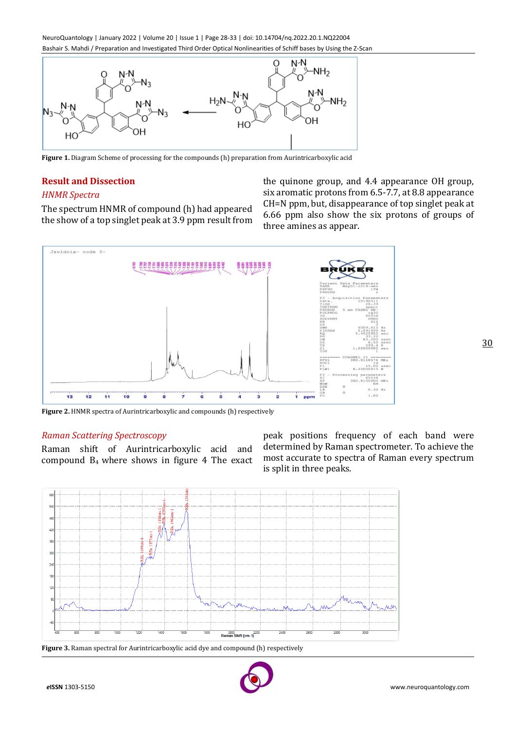**Figure 1.** Diagram Scheme of processing for the compounds (h) preparation from Aurintricarboxylic acid

## Result and Dissection

### *HNMR Spectra*

The spectrum HNMR of compound (h) had appeared the show of a top singlet peak at 3.9 ppm result from the quinone group, and 4.4 appearance OH group, six aromatic protons from 6.5-7.7, at 8.8 appearance CH=N ppm, but, disappearance of top singlet peak at 6.66 ppm also show the six protons of groups of three amines as appear.

**Figure 2.** HNMR spectra of Aurintricarboxylic and compounds (h) respectively

### *Raman Scattering Spectroscopy*

Raman shift of Aurintricarboxylic acid and compound $B_4$ where shows in figure 4 The exact peak positions frequency of each band were determined by Raman spectrometer. To achieve the most accurate to spectra of Raman every spectrum is split in three peaks.

**Figure 3.** Raman spectral for Aurintricarboxylic acid dye and compound (h) respectively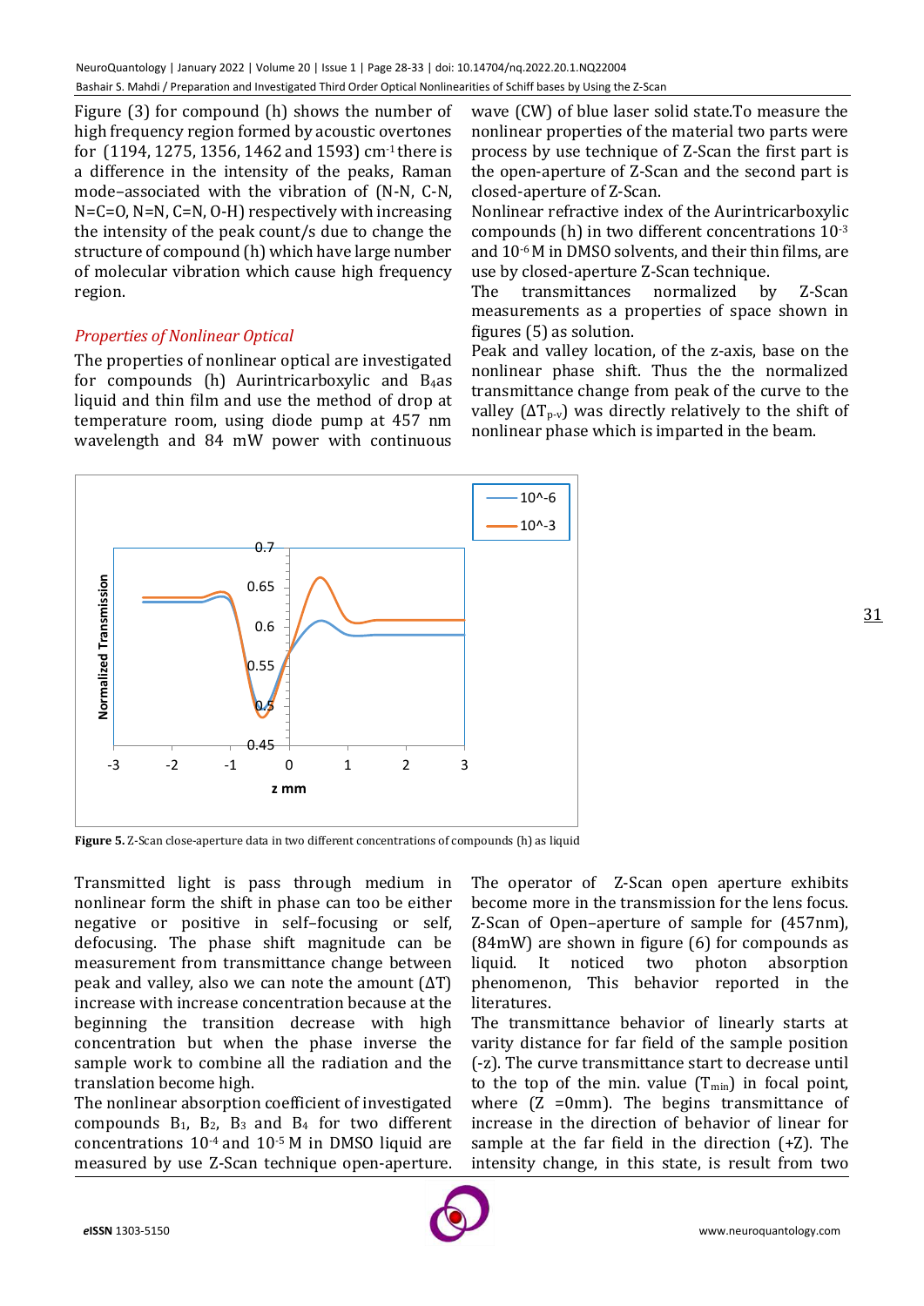Figure (3) for compound (h) shows the number of high frequency region formed by acoustic overtones for (1194, 1275, 1356, 1462 and 1593) $cm^{-1}$ there is a difference in the intensity of the peaks, Raman mode–associated with the vibration of (N-N, C-N, N=C=O, N=N, C=N, O-H) respectively with increasing the intensity of the peak count/s due to change the structure of compound (h) which have large number of molecular vibration which cause high frequency region.

### *Properties of Nonlinear Optical*

The properties of nonlinear optical are investigated for compounds (h) Aurintricarboxylic and $B_4$as liquid and thin film and use the method of drop at temperature room, using diode pump at 457 nm wavelength and 84 mW power with continuous wave (CW) of blue laser solid state.To measure the nonlinear properties of the material two parts were process by use technique of Z-Scan the first part is the open-aperture of Z-Scan and the second part is closed-aperture of Z-Scan.

Nonlinear refractive index of the Aurintricarboxylic compounds (h) in two different concentrations $10^{-3}$ and $10^{-6}$ M in DMSO solvents, and their thin films, are use by closed-aperture Z-Scan technique.

The transmittances normalized by Z-Scan measurements as a properties of space shown in figures (5) as solution.

Peak and valley location, of the z-axis, base on the nonlinear phase shift. Thus the the normalized transmittance change from peak of the curve to the valley ($\Delta T_{p-v}$) was directly relatively to the shift of nonlinear phase which is imparted in the beam.

**Figure 5.** Z-Scan close-aperture data in two different concentrations of compounds (h) as liquid

Transmitted light is pass through medium in nonlinear form the shift in phase can too be either negative or positive in self–focusing or self, defocusing. The phase shift magnitude can be measurement from transmittance change between peak and valley, also we can note the amount ($\Delta$T) increase with increase concentration because at the beginning the transition decrease with high concentration but when the phase inverse the sample work to combine all the radiation and the translation become high.

The nonlinear absorption coefficient of investigated compounds $B_1$, $B_2$, $B_3$ and $B_4$ for two different concentrations $10^{-4}$ and $10^{-5}$ M in DMSO liquid are measured by use Z-Scan technique open-aperture. The operator of Z-Scan open aperture exhibits become more in the transmission for the lens focus. Z-Scan of Open–aperture of sample for (457nm), (84mW) are shown in figure (6) for compounds as liquid. It noticed two photon absorption phenomenon, This behavior reported in the literatures.

The transmittance behavior of linearly starts at varity distance for far field of the sample position (-z). The curve transmittance start to decrease until to the top of the min. value ($T_{min}$) in focal point, where (Z =0mm). The begins transmittance of increase in the direction of behavior of linear for sample at the far field in the direction (+Z). The intensity change, in this state, is result from two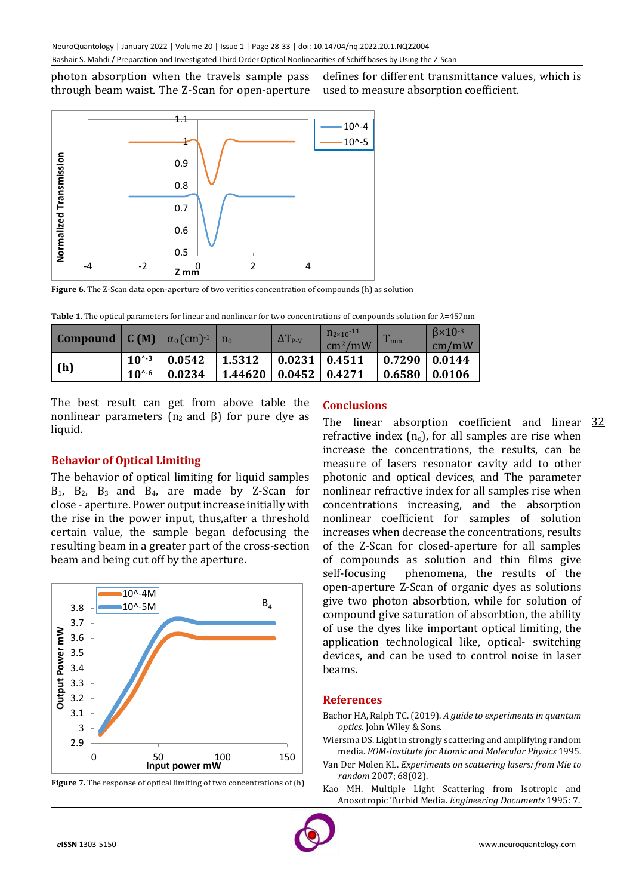photon absorption when the travels sample pass through beam waist. The Z-Scan for open-aperture defines for different transmittance values, which is used to measure absorption coefficient.

**Figure 6.** The Z-Scan data open-aperture of two verities concentration of compounds (h) as solution

**Table 1.** The optical parameters for linear and nonlinear for two concentrations of compounds solution for λ=457nm

| Compound | C (M) | $\alpha_0$ (cm)$^{-1}$ | $n_0$ | $\Delta T_{P-V}$ | $n_{2\times10^{-11}}$ cm$^2$/mW | $T_{min}$ | $\beta\times10^{-3}$ cm/mW |
|---|---|---|---|---|---|---|---|
| **(h)** | **10^-3** | **0.0542** | **1.5312** | **0.0231** | **0.4511** | **0.7290** | **0.0144** |
| | **10^-6** | **0.0234** | **1.44620** | **0.0452** | **0.4271** | **0.6580** | **0.0106** |

The best result can get from above table the nonlinear parameters ($n_2$ and β) for pure dye as liquid.

## Behavior of Optical Limiting

The behavior of optical limiting for liquid samples $B_1$, $B_2$, $B_3$ and $B_4$, are made by Z-Scan for close - aperture. Power output increase initially with the rise in the power input, thus,after a threshold certain value, the sample began defocusing the resulting beam in a greater part of the cross-section beam and being cut off by the aperture.

**Figure 7.** The response of optical limiting of two concentrations of (h)

## Conclusions

The linear absorption coefficient and linear refractive index ($n_o$), for all samples are rise when increase the concentrations, the results, can be measure of lasers resonator cavity add to other photonic and optical devices, and The parameter nonlinear refractive index for all samples rise when concentrations increasing, and the absorption nonlinear coefficient for samples of solution increases when decrease the concentrations, results of the Z-Scan for closed-aperture for all samples of compounds as solution and thin films give self-focusing phenomena, the results of the open-aperture Z-Scan of organic dyes as solutions give two photon absorbtion, while for solution of compound give saturation of absorbtion, the ability of use the dyes like important optical limiting, the application technological like, optical- switching devices, and can be used to control noise in laser beams.

## References

Bachor HA, Ralph TC. (2019). *A guide to experiments in quantum optics.* John Wiley & Sons.

Wiersma DS. Light in strongly scattering and amplifying random media. *FOM-Institute for Atomic and Molecular Physics* 1995.

Van Der Molen KL. *Experiments on scattering lasers: from Mie to random* 2007; 68(02).

Kao MH. Multiple Light Scattering from Isotropic and Anosotropic Turbid Media. *Engineering Documents* 1995: 7.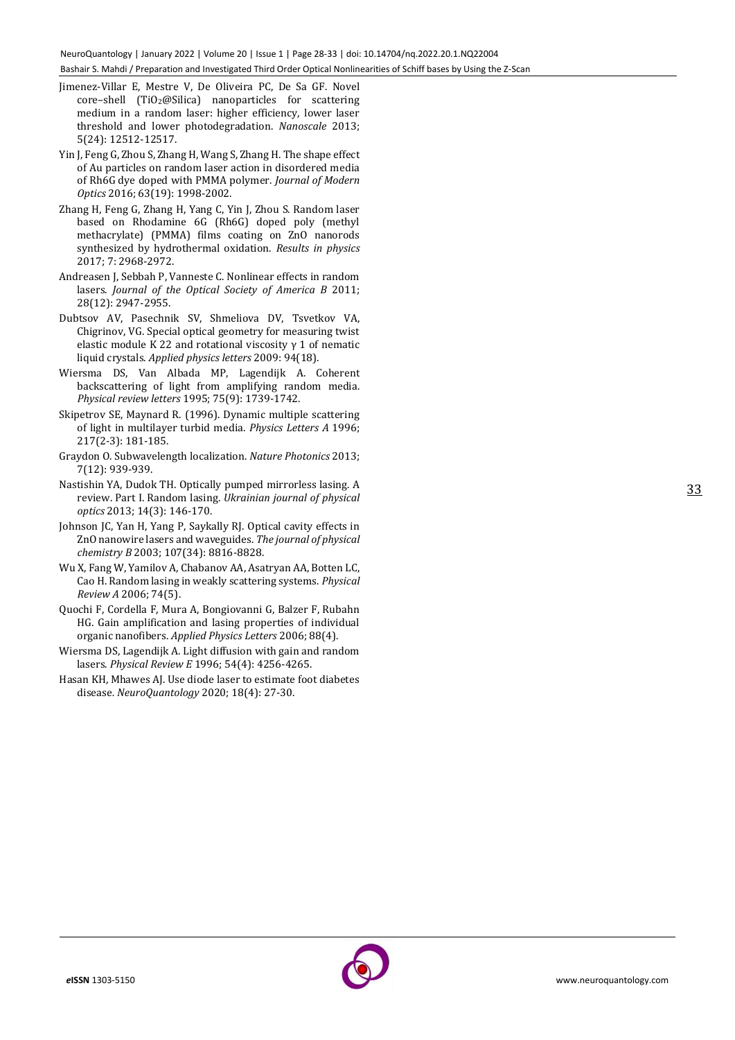Jimenez-Villar E, Mestre V, De Oliveira PC, De Sa GF. Novel core–shell ($TiO_2$@Silica) nanoparticles for scattering medium in a random laser: higher efficiency, lower laser threshold and lower photodegradation. *Nanoscale* 2013; 5(24): 12512-12517.

Yin J, Feng G, Zhou S, Zhang H, Wang S, Zhang H. The shape effect of Au particles on random laser action in disordered media of Rh6G dye doped with PMMA polymer. *Journal of Modern Optics* 2016; 63(19): 1998-2002.

Zhang H, Feng G, Zhang H, Yang C, Yin J, Zhou S. Random laser based on Rhodamine 6G (Rh6G) doped poly (methyl methacrylate) (PMMA) films coating on ZnO nanorods synthesized by hydrothermal oxidation. *Results in physics* 2017; 7: 2968-2972.

Andreasen J, Sebbah P, Vanneste C. Nonlinear effects in random lasers. *Journal of the Optical Society of America B* 2011; 28(12): 2947-2955.

Dubtsov AV, Pasechnik SV, Shmeliova DV, Tsvetkov VA, Chigrinov, VG. Special optical geometry for measuring twist elastic module K 22 and rotational viscosity γ 1 of nematic liquid crystals. *Applied physics letters* 2009: 94(18).

Wiersma DS, Van Albada MP, Lagendijk A. Coherent backscattering of light from amplifying random media. *Physical review letters* 1995; 75(9): 1739-1742.

Skipetrov SE, Maynard R. (1996). Dynamic multiple scattering of light in multilayer turbid media. *Physics Letters A* 1996; 217(2-3): 181-185.

Graydon O. Subwavelength localization. *Nature Photonics* 2013; 7(12): 939-939.

Nastishin YA, Dudok TH. Optically pumped mirrorless lasing. A review. Part I. Random lasing. *Ukrainian journal of physical optics* 2013; 14(3): 146-170.

Johnson JC, Yan H, Yang P, Saykally RJ. Optical cavity effects in ZnO nanowire lasers and waveguides. *The journal of physical chemistry B* 2003; 107(34): 8816-8828.

Wu X, Fang W, Yamilov A, Chabanov AA, Asatryan AA, Botten LC, Cao H. Random lasing in weakly scattering systems. *Physical Review A* 2006; 74(5).

Quochi F, Cordella F, Mura A, Bongiovanni G, Balzer F, Rubahn HG. Gain amplification and lasing properties of individual organic nanofibers. *Applied Physics Letters* 2006; 88(4).

Wiersma DS, Lagendijk A. Light diffusion with gain and random lasers. *Physical Review E* 1996; 54(4): 4256-4265.

Hasan KH, Mhawes AJ. Use diode laser to estimate foot diabetes disease. *NeuroQuantology* 2020; 18(4): 27-30.